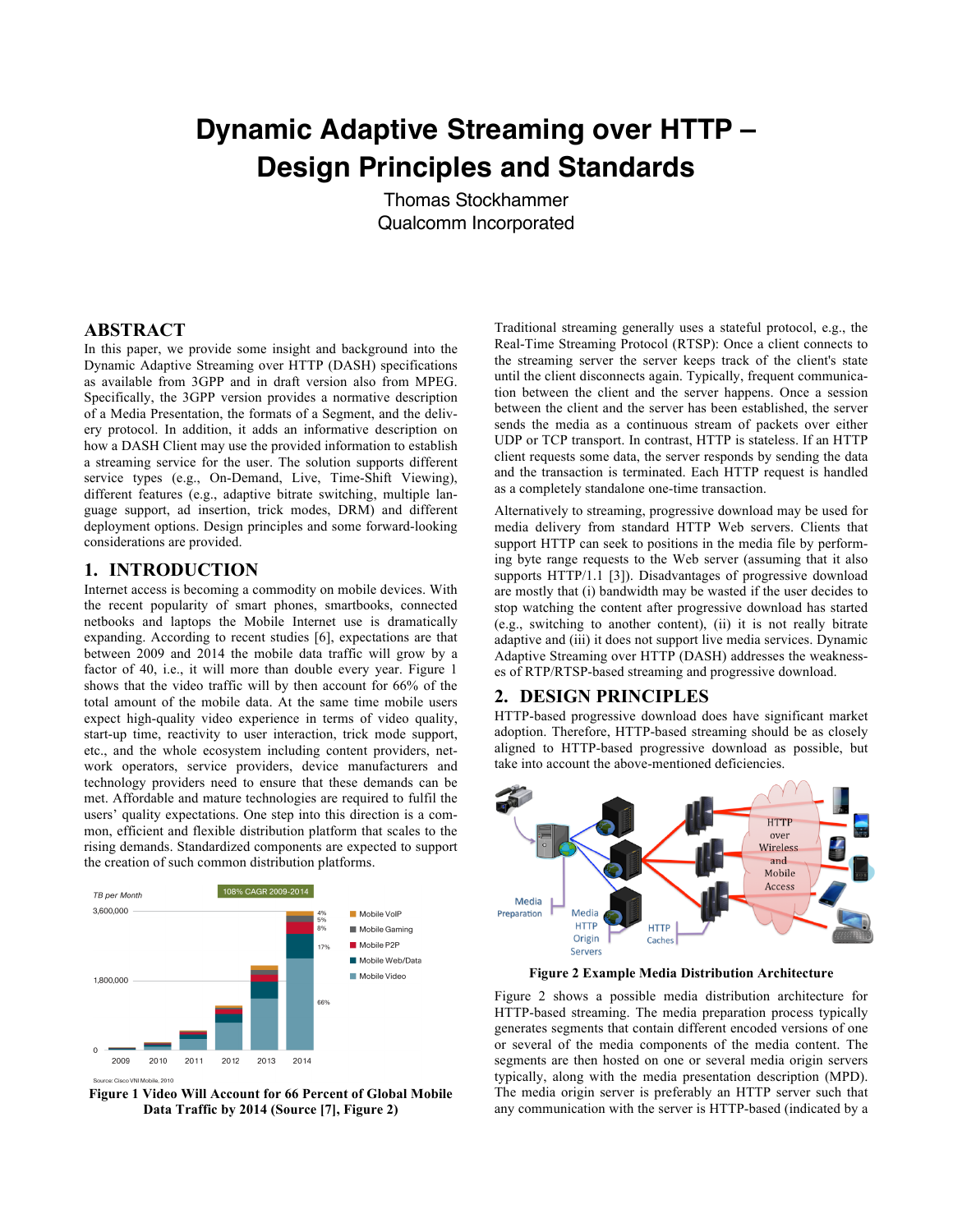# Dynamic Adaptive Streaming over HTTP – Design Principles and Standards

Thomas Stockhammer
Qualcomm Incorporated

## ABSTRACT

In this paper, we provide some insight and background into the Dynamic Adaptive Streaming over HTTP (DASH) specifications as available from 3GPP and in draft version also from MPEG. Specifically, the 3GPP version provides a normative description of a Media Presentation, the formats of a Segment, and the delivery protocol. In addition, it adds an informative description on how a DASH Client may use the provided information to establish a streaming service for the user. The solution supports different service types (e.g., On-Demand, Live, Time-Shift Viewing), different features (e.g., adaptive bitrate switching, multiple language support, ad insertion, trick modes, DRM) and different deployment options. Design principles and some forward-looking considerations are provided.

## 1. INTRODUCTION

Internet access is becoming a commodity on mobile devices. With the recent popularity of smart phones, smartbooks, connected netbooks and laptops the Mobile Internet use is dramatically expanding. According to recent studies [6], expectations are that between 2009 and 2014 the mobile data traffic will grow by a factor of 40, i.e., it will more than double every year. Figure 1 shows that the video traffic will by then account for 66% of the total amount of the mobile data. At the same time mobile users expect high-quality video experience in terms of video quality, start-up time, reactivity to user interaction, trick mode support, etc., and the whole ecosystem including content providers, network operators, service providers, device manufacturers and technology providers need to ensure that these demands can be met. Affordable and mature technologies are required to fulfil the users' quality expectations. One step into this direction is a common, efficient and flexible distribution platform that scales to the rising demands. Standardized components are expected to support the creation of such common distribution platforms.

**Figure 1 Video Will Account for 66 Percent of Global Mobile Data Traffic by 2014 (Source [7], Figure 2)**

Traditional streaming generally uses a stateful protocol, e.g., the Real-Time Streaming Protocol (RTSP): Once a client connects to the streaming server the server keeps track of the client's state until the client disconnects again. Typically, frequent communication between the client and the server happens. Once a session between the client and the server has been established, the server sends the media as a continuous stream of packets over either UDP or TCP transport. In contrast, HTTP is stateless. If an HTTP client requests some data, the server responds by sending the data and the transaction is terminated. Each HTTP request is handled as a completely standalone one-time transaction.

Alternatively to streaming, progressive download may be used for media delivery from standard HTTP Web servers. Clients that support HTTP can seek to positions in the media file by performing byte range requests to the Web server (assuming that it also supports HTTP/1.1 [3]). Disadvantages of progressive download are mostly that (i) bandwidth may be wasted if the user decides to stop watching the content after progressive download has started (e.g., switching to another content), (ii) it is not really bitrate adaptive and (iii) it does not support live media services. Dynamic Adaptive Streaming over HTTP (DASH) addresses the weaknesses of RTP/RTSP-based streaming and progressive download.

## 2. DESIGN PRINCIPLES

HTTP-based progressive download does have significant market adoption. Therefore, HTTP-based streaming should be as closely aligned to HTTP-based progressive download as possible, but take into account the above-mentioned deficiencies.

**Figure 2 Example Media Distribution Architecture**

Figure 2 shows a possible media distribution architecture for HTTP-based streaming. The media preparation process typically generates segments that contain different encoded versions of one or several of the media components of the media content. The segments are then hosted on one or several media origin servers typically, along with the media presentation description (MPD). The media origin server is preferably an HTTP server such that any communication with the server is HTTP-based (indicated by a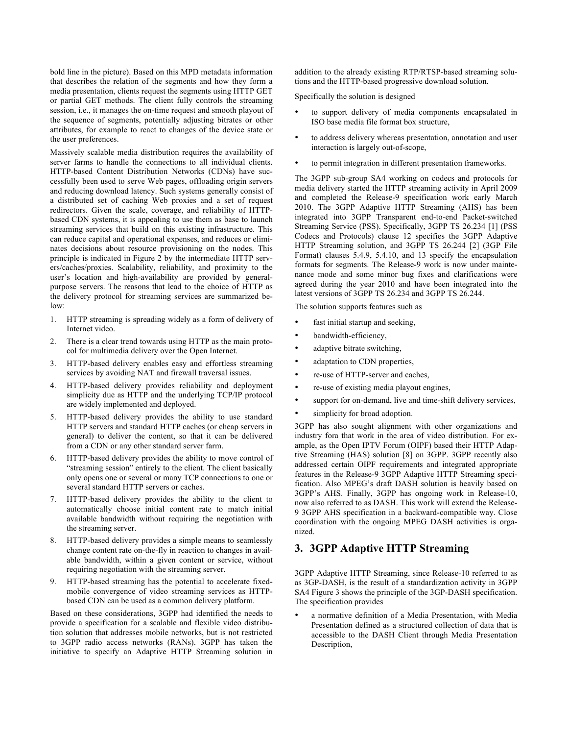bold line in the picture). Based on this MPD metadata information that describes the relation of the segments and how they form a media presentation, clients request the segments using HTTP GET or partial GET methods. The client fully controls the streaming session, i.e., it manages the on-time request and smooth playout of the sequence of segments, potentially adjusting bitrates or other attributes, for example to react to changes of the device state or the user preferences.

Massively scalable media distribution requires the availability of server farms to handle the connections to all individual clients. HTTP-based Content Distribution Networks (CDNs) have successfully been used to serve Web pages, offloading origin servers and reducing download latency. Such systems generally consist of a distributed set of caching Web proxies and a set of request redirectors. Given the scale, coverage, and reliability of HTTP-based CDN systems, it is appealing to use them as base to launch streaming services that build on this existing infrastructure. This can reduce capital and operational expenses, and reduces or eliminates decisions about resource provisioning on the nodes. This principle is indicated in Figure 2 by the intermediate HTTP servers/caches/proxies. Scalability, reliability, and proximity to the user's location and high-availability are provided by general-purpose servers. The reasons that lead to the choice of HTTP as the delivery protocol for streaming services are summarized below:

1. HTTP streaming is spreading widely as a form of delivery of Internet video.
2. There is a clear trend towards using HTTP as the main protocol for multimedia delivery over the Open Internet.
3. HTTP-based delivery enables easy and effortless streaming services by avoiding NAT and firewall traversal issues.
4. HTTP-based delivery provides reliability and deployment simplicity due as HTTP and the underlying TCP/IP protocol are widely implemented and deployed.
5. HTTP-based delivery provides the ability to use standard HTTP servers and standard HTTP caches (or cheap servers in general) to deliver the content, so that it can be delivered from a CDN or any other standard server farm.
6. HTTP-based delivery provides the ability to move control of "streaming session" entirely to the client. The client basically only opens one or several or many TCP connections to one or several standard HTTP servers or caches.
7. HTTP-based delivery provides the ability to the client to automatically choose initial content rate to match initial available bandwidth without requiring the negotiation with the streaming server.
8. HTTP-based delivery provides a simple means to seamlessly change content rate on-the-fly in reaction to changes in available bandwidth, within a given content or service, without requiring negotiation with the streaming server.
9. HTTP-based streaming has the potential to accelerate fixed-mobile convergence of video streaming services as HTTP-based CDN can be used as a common delivery platform.

Based on these considerations, 3GPP had identified the needs to provide a specification for a scalable and flexible video distribution solution that addresses mobile networks, but is not restricted to 3GPP radio access networks (RANs). 3GPP has taken the initiative to specify an Adaptive HTTP Streaming solution in addition to the already existing RTP/RTSP-based streaming solutions and the HTTP-based progressive download solution.

Specifically the solution is designed

- to support delivery of media components encapsulated in ISO base media file format box structure,
- to address delivery whereas presentation, annotation and user interaction is largely out-of-scope,
- to permit integration in different presentation frameworks.

The 3GPP sub-group SA4 working on codecs and protocols for media delivery started the HTTP streaming activity in April 2009 and completed the Release-9 specification work early March 2010. The 3GPP Adaptive HTTP Streaming (AHS) has been integrated into 3GPP Transparent end-to-end Packet-switched Streaming Service (PSS). Specifically, 3GPP TS 26.234 [1] (PSS Codecs and Protocols) clause 12 specifies the 3GPP Adaptive HTTP Streaming solution, and 3GPP TS 26.244 [2] (3GP File Format) clauses 5.4.9, 5.4.10, and 13 specify the encapsulation formats for segments. The Release-9 work is now under maintenance mode and some minor bug fixes and clarifications were agreed during the year 2010 and have been integrated into the latest versions of 3GPP TS 26.234 and 3GPP TS 26.244.

The solution supports features such as

- fast initial startup and seeking,
- bandwidth-efficiency,
- adaptive bitrate switching,
- adaptation to CDN properties,
- re-use of HTTP-server and caches,
- re-use of existing media playout engines,
- support for on-demand, live and time-shift delivery services,
- simplicity for broad adoption.

3GPP has also sought alignment with other organizations and industry fora that work in the area of video distribution. For example, as the Open IPTV Forum (OIPF) based their HTTP Adaptive Streaming (HAS) solution [8] on 3GPP. 3GPP recently also addressed certain OIPF requirements and integrated appropriate features in the Release-9 3GPP Adaptive HTTP Streaming specification. Also MPEG's draft DASH solution is heavily based on 3GPP's AHS. Finally, 3GPP has ongoing work in Release-10, now also referred to as DASH. This work will extend the Release-9 3GPP AHS specification in a backward-compatible way. Close coordination with the ongoing MPEG DASH activities is organized.

## 3. 3GPP Adaptive HTTP Streaming

3GPP Adaptive HTTP Streaming, since Release-10 referred to as as 3GP-DASH, is the result of a standardization activity in 3GPP SA4 Figure 3 shows the principle of the 3GP-DASH specification. The specification provides

- a normative definition of a Media Presentation, with Media Presentation defined as a structured collection of data that is accessible to the DASH Client through Media Presentation Description,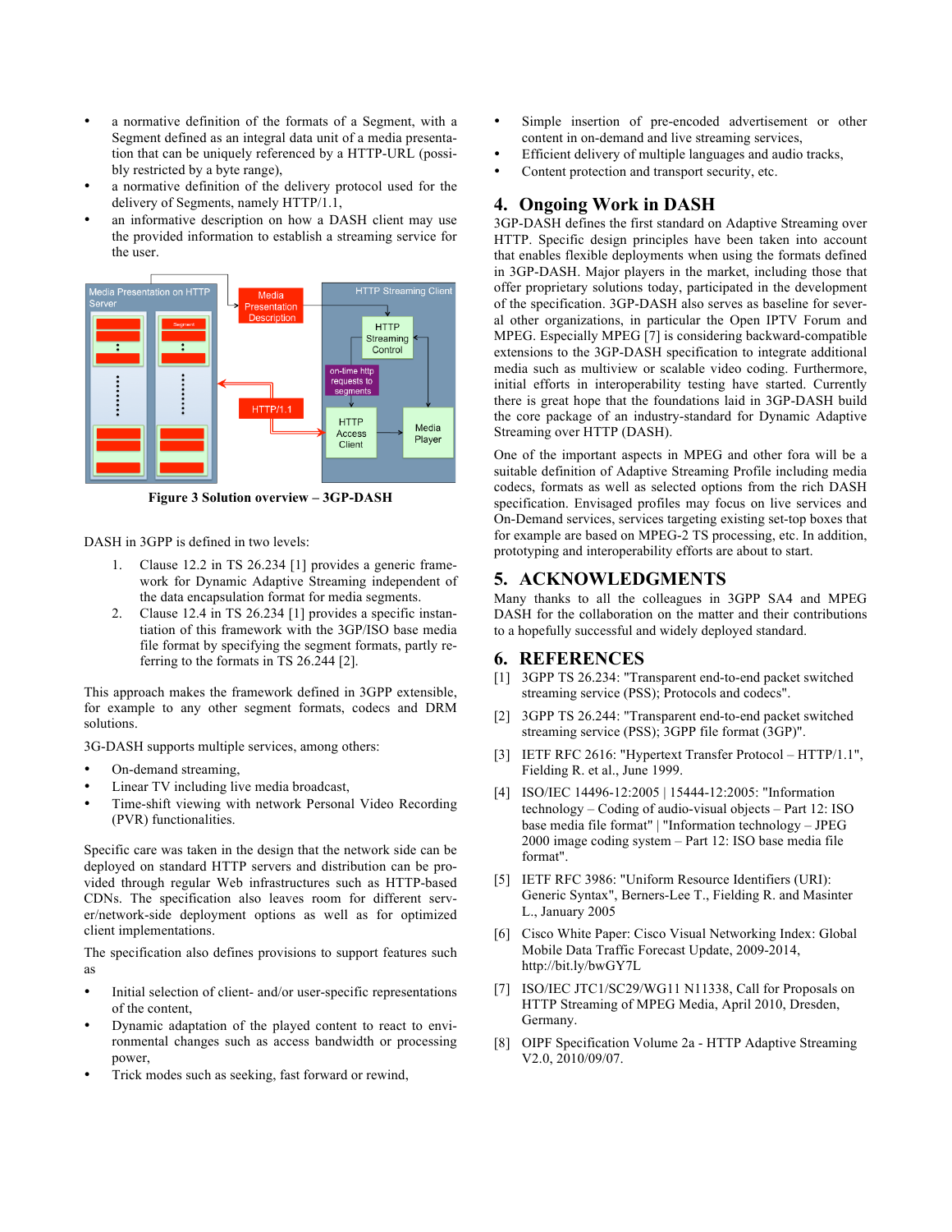- a normative definition of the formats of a Segment, with a Segment defined as an integral data unit of a media presentation that can be uniquely referenced by a HTTP-URL (possibly restricted by a byte range),
- a normative definition of the delivery protocol used for the delivery of Segments, namely HTTP/1.1,
- an informative description on how a DASH client may use the provided information to establish a streaming service for the user.

Media Presentation on HTTP Server

Segment

Media Presentation Description

HTTP/1.1

HTTP Streaming Client

HTTP Streaming Control

on-time http requests to segments

HTTP Access Client

Media Player

**Figure 3 Solution overview – 3GP-DASH**

DASH in 3GPP is defined in two levels:

1. Clause 12.2 in TS 26.234 [1] provides a generic framework for Dynamic Adaptive Streaming independent of the data encapsulation format for media segments.
2. Clause 12.4 in TS 26.234 [1] provides a specific instantiation of this framework with the 3GP/ISO base media file format by specifying the segment formats, partly referring to the formats in TS 26.244 [2].

This approach makes the framework defined in 3GPP extensible, for example to any other segment formats, codecs and DRM solutions.

3G-DASH supports multiple services, among others:

- On-demand streaming,
- Linear TV including live media broadcast,
- Time-shift viewing with network Personal Video Recording (PVR) functionalities.

Specific care was taken in the design that the network side can be deployed on standard HTTP servers and distribution can be provided through regular Web infrastructures such as HTTP-based CDNs. The specification also leaves room for different server/network-side deployment options as well as for optimized client implementations.

The specification also defines provisions to support features such as

- Initial selection of client- and/or user-specific representations of the content,
- Dynamic adaptation of the played content to react to environmental changes such as access bandwidth or processing power,
- Trick modes such as seeking, fast forward or rewind,
- Simple insertion of pre-encoded advertisement or other content in on-demand and live streaming services,
- Efficient delivery of multiple languages and audio tracks,
- Content protection and transport security, etc.

## 4. Ongoing Work in DASH

3GP-DASH defines the first standard on Adaptive Streaming over HTTP. Specific design principles have been taken into account that enables flexible deployments when using the formats defined in 3GP-DASH. Major players in the market, including those that offer proprietary solutions today, participated in the development of the specification. 3GP-DASH also serves as baseline for several other organizations, in particular the Open IPTV Forum and MPEG. Especially MPEG [7] is considering backward-compatible extensions to the 3GP-DASH specification to integrate additional media such as multiview or scalable video coding. Furthermore, initial efforts in interoperability testing have started. Currently there is great hope that the foundations laid in 3GP-DASH build the core package of an industry-standard for Dynamic Adaptive Streaming over HTTP (DASH).

One of the important aspects in MPEG and other fora will be a suitable definition of Adaptive Streaming Profile including media codecs, formats as well as selected options from the rich DASH specification. Envisaged profiles may focus on live services and On-Demand services, services targeting existing set-top boxes that for example are based on MPEG-2 TS processing, etc. In addition, prototyping and interoperability efforts are about to start.

## 5. ACKNOWLEDGMENTS

Many thanks to all the colleagues in 3GPP SA4 and MPEG DASH for the collaboration on the matter and their contributions to a hopefully successful and widely deployed standard.

## 6. REFERENCES

[1] 3GPP TS 26.234: "Transparent end-to-end packet switched streaming service (PSS); Protocols and codecs".

[2] 3GPP TS 26.244: "Transparent end-to-end packet switched streaming service (PSS); 3GPP file format (3GP)".

[3] IETF RFC 2616: "Hypertext Transfer Protocol – HTTP/1.1", Fielding R. et al., June 1999.

[4] ISO/IEC 14496-12:2005 | 15444-12:2005: "Information technology – Coding of audio-visual objects – Part 12: ISO base media file format" | "Information technology – JPEG 2000 image coding system – Part 12: ISO base media file format".

[5] IETF RFC 3986: "Uniform Resource Identifiers (URI): Generic Syntax", Berners-Lee T., Fielding R. and Masinter L., January 2005

[6] Cisco White Paper: Cisco Visual Networking Index: Global Mobile Data Traffic Forecast Update, 2009-2014, http://bit.ly/bwGY7L

[7] ISO/IEC JTC1/SC29/WG11 N11338, Call for Proposals on HTTP Streaming of MPEG Media, April 2010, Dresden, Germany.

[8] OIPF Specification Volume 2a - HTTP Adaptive Streaming V2.0, 2010/09/07.